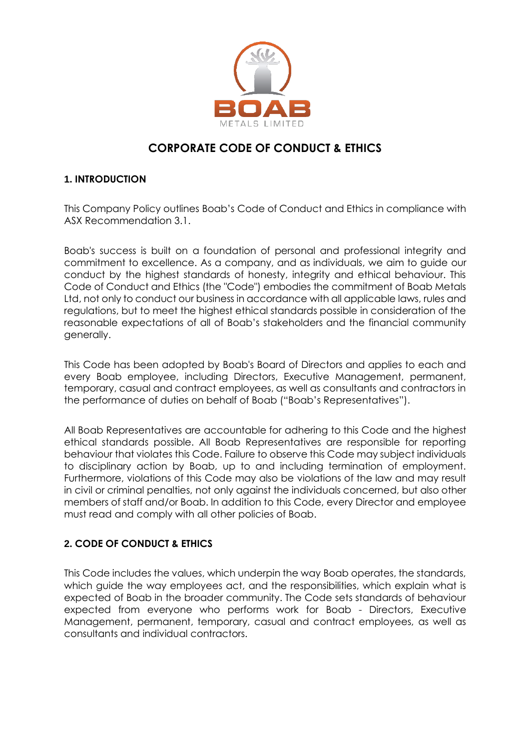# CORPORATE CODE OF CONDUCT & ETHICS

## 1. INTRODUCTION

This Company Policy outlines Boab's Code of Conduct and Ethics in compliance with ASX Recommendation 3.1.

Boab's success is built on a foundation of personal and professional integrity and commitment to excellence. As a company, and as individuals, we aim to guide our conduct by the highest standards of honesty, integrity and ethical behaviour. This Code of Conduct and Ethics (the "Code") embodies the commitment of Boab Metals Ltd, not only to conduct our business in accordance with all applicable laws, rules and regulations, but to meet the highest ethical standards possible in consideration of the reasonable expectations of all of Boab's stakeholders and the financial community generally.

This Code has been adopted by Boab's Board of Directors and applies to each and every Boab employee, including Directors, Executive Management, permanent, temporary, casual and contract employees, as well as consultants and contractors in the performance of duties on behalf of Boab ("Boab's Representatives").

All Boab Representatives are accountable for adhering to this Code and the highest ethical standards possible. All Boab Representatives are responsible for reporting behaviour that violates this Code. Failure to observe this Code may subject individuals to disciplinary action by Boab, up to and including termination of employment. Furthermore, violations of this Code may also be violations of the law and may result in civil or criminal penalties, not only against the individuals concerned, but also other members of staff and/or Boab. In addition to this Code, every Director and employee must read and comply with all other policies of Boab.

## 2. CODE OF CONDUCT & ETHICS

This Code includes the values, which underpin the way Boab operates, the standards, which guide the way employees act, and the responsibilities, which explain what is expected of Boab in the broader community. The Code sets standards of behaviour expected from everyone who performs work for Boab - Directors, Executive Management, permanent, temporary, casual and contract employees, as well as consultants and individual contractors.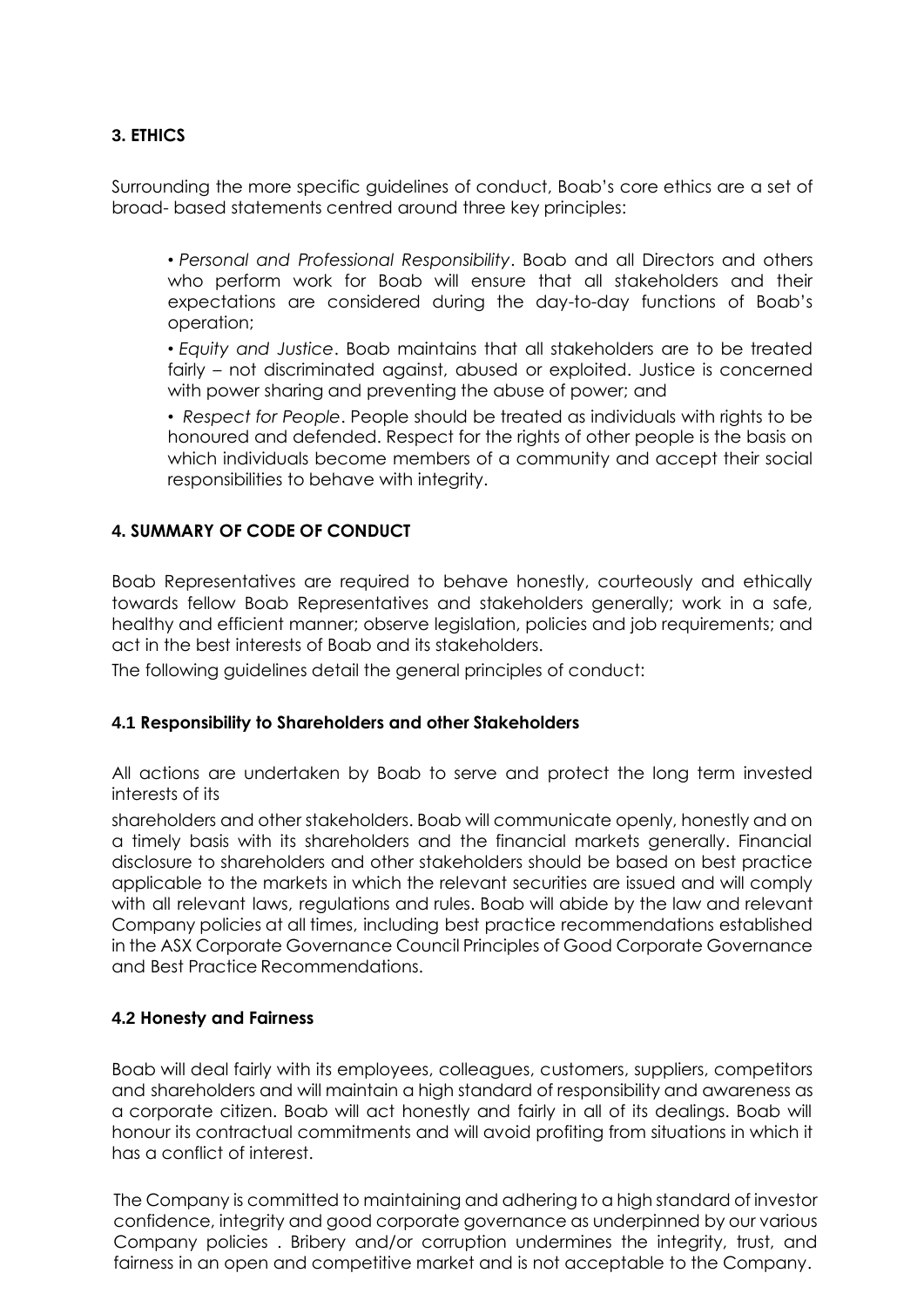**3. ETHICS**

Surrounding the more specific guidelines of conduct, Boab's core ethics are a set of broad- based statements centred around three key principles:

- *Personal and Professional Responsibility*. Boab and all Directors and others who perform work for Boab will ensure that all stakeholders and their expectations are considered during the day-to-day functions of Boab's operation;
- *Equity and Justice*. Boab maintains that all stakeholders are to be treated fairly – not discriminated against, abused or exploited. Justice is concerned with power sharing and preventing the abuse of power; and
- *Respect for People*. People should be treated as individuals with rights to be honoured and defended. Respect for the rights of other people is the basis on which individuals become members of a community and accept their social responsibilities to behave with integrity.

**4. SUMMARY OF CODE OF CONDUCT**

Boab Representatives are required to behave honestly, courteously and ethically towards fellow Boab Representatives and stakeholders generally; work in a safe, healthy and efficient manner; observe legislation, policies and job requirements; and act in the best interests of Boab and its stakeholders.

The following guidelines detail the general principles of conduct:

**4.1 Responsibility to Shareholders and other Stakeholders**

All actions are undertaken by Boab to serve and protect the long term invested interests of its

shareholders and other stakeholders. Boab will communicate openly, honestly and on a timely basis with its shareholders and the financial markets generally. Financial disclosure to shareholders and other stakeholders should be based on best practice applicable to the markets in which the relevant securities are issued and will comply with all relevant laws, regulations and rules. Boab will abide by the law and relevant Company policies at all times, including best practice recommendations established in the ASX Corporate Governance Council Principles of Good Corporate Governance and Best Practice Recommendations.

**4.2 Honesty and Fairness**

Boab will deal fairly with its employees, colleagues, customers, suppliers, competitors and shareholders and will maintain a high standard of responsibility and awareness as a corporate citizen. Boab will act honestly and fairly in all of its dealings. Boab will honour its contractual commitments and will avoid profiting from situations in which it has a conflict of interest.

The Company is committed to maintaining and adhering to a high standard of investor confidence, integrity and good corporate governance as underpinned by our various Company policies . Bribery and/or corruption undermines the integrity, trust, and fairness in an open and competitive market and is not acceptable to the Company.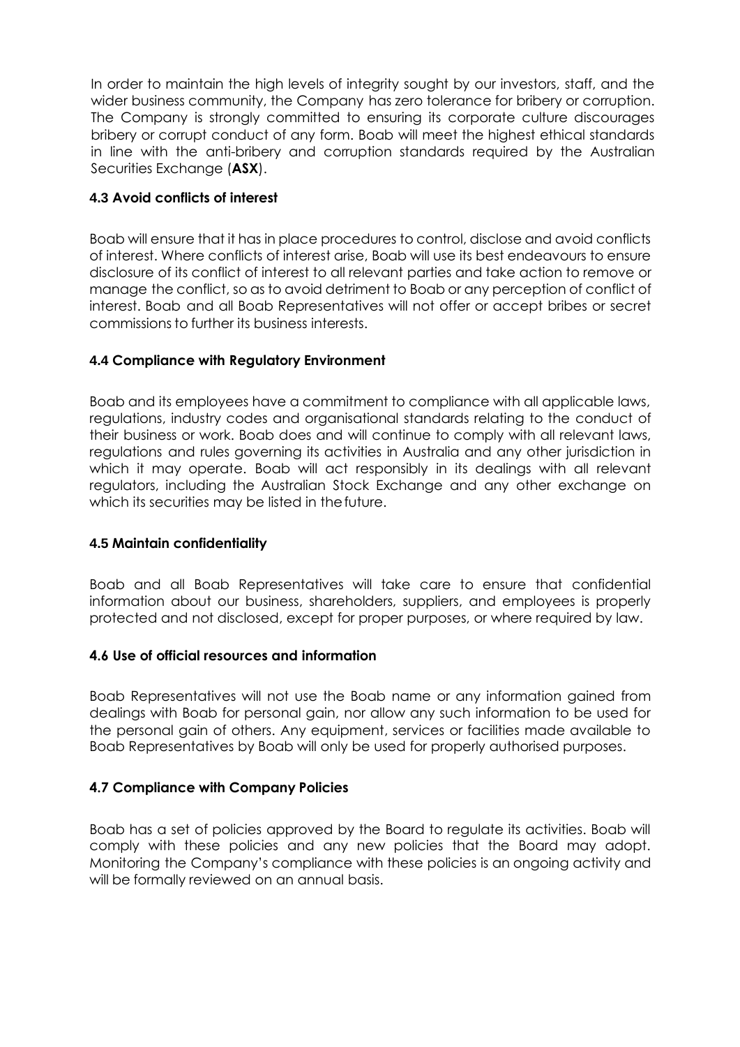In order to maintain the high levels of integrity sought by our investors, staff, and the wider business community, the Company has zero tolerance for bribery or corruption. The Company is strongly committed to ensuring its corporate culture discourages bribery or corrupt conduct of any form. Boab will meet the highest ethical standards in line with the anti-bribery and corruption standards required by the Australian Securities Exchange (**ASX**).

#### 4.3 Avoid conflicts of interest

Boab will ensure that it has in place procedures to control, disclose and avoid conflicts of interest. Where conflicts of interest arise, Boab will use its best endeavours to ensure disclosure of its conflict of interest to all relevant parties and take action to remove or manage the conflict, so as to avoid detriment to Boab or any perception of conflict of interest. Boab and all Boab Representatives will not offer or accept bribes or secret commissions to further its business interests.

#### 4.4 Compliance with Regulatory Environment

Boab and its employees have a commitment to compliance with all applicable laws, regulations, industry codes and organisational standards relating to the conduct of their business or work. Boab does and will continue to comply with all relevant laws, regulations and rules governing its activities in Australia and any other jurisdiction in which it may operate. Boab will act responsibly in its dealings with all relevant regulators, including the Australian Stock Exchange and any other exchange on which its securities may be listed in the future.

#### 4.5 Maintain confidentiality

Boab and all Boab Representatives will take care to ensure that confidential information about our business, shareholders, suppliers, and employees is properly protected and not disclosed, except for proper purposes, or where required by law.

#### 4.6 Use of official resources and information

Boab Representatives will not use the Boab name or any information gained from dealings with Boab for personal gain, nor allow any such information to be used for the personal gain of others. Any equipment, services or facilities made available to Boab Representatives by Boab will only be used for properly authorised purposes.

#### 4.7 Compliance with Company Policies

Boab has a set of policies approved by the Board to regulate its activities. Boab will comply with these policies and any new policies that the Board may adopt. Monitoring the Company's compliance with these policies is an ongoing activity and will be formally reviewed on an annual basis.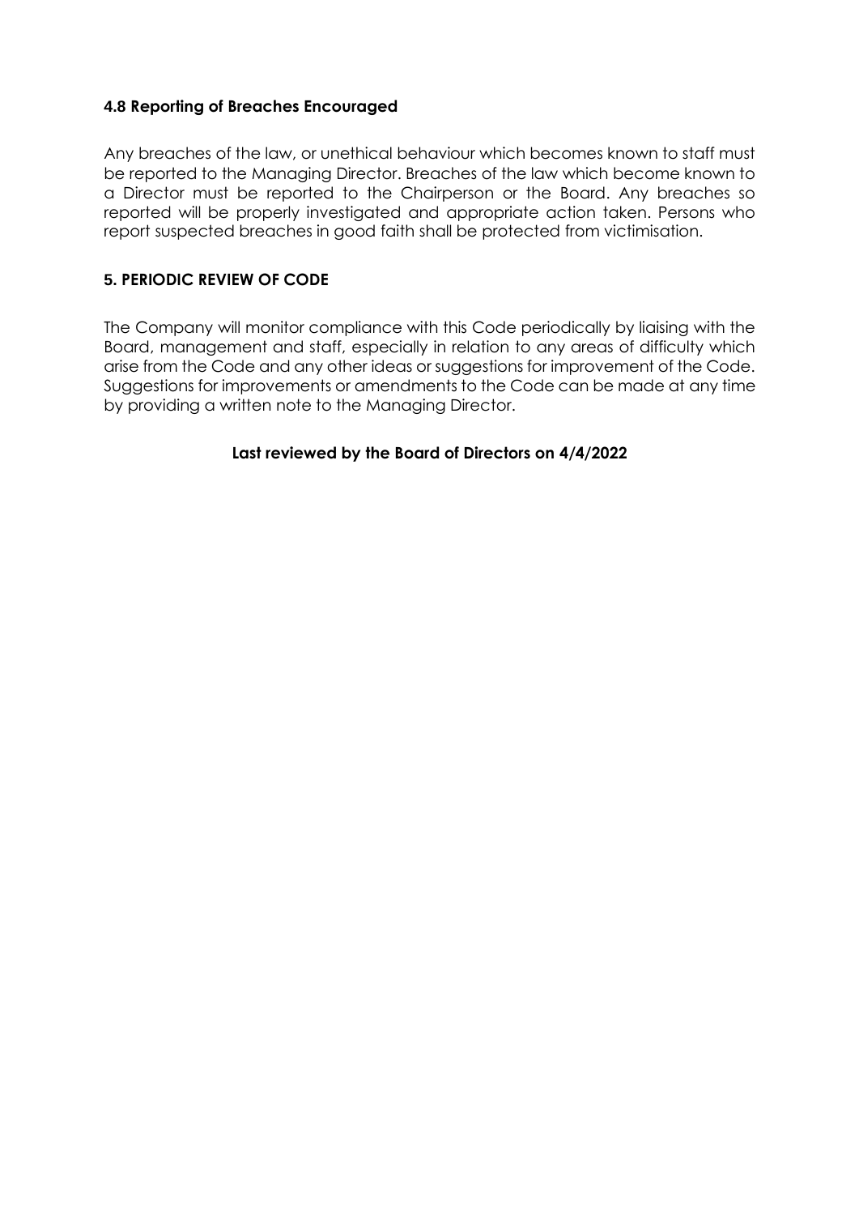### 4.8 Reporting of Breaches Encouraged

Any breaches of the law, or unethical behaviour which becomes known to staff must be reported to the Managing Director. Breaches of the law which become known to a Director must be reported to the Chairperson or the Board. Any breaches so reported will be properly investigated and appropriate action taken. Persons who report suspected breaches in good faith shall be protected from victimisation.

## 5. PERIODIC REVIEW OF CODE

The Company will monitor compliance with this Code periodically by liaising with the Board, management and staff, especially in relation to any areas of difficulty which arise from the Code and any other ideas or suggestions for improvement of the Code. Suggestions for improvements or amendments to the Code can be made at any time by providing a written note to the Managing Director.

**Last reviewed by the Board of Directors on 4/4/2022**